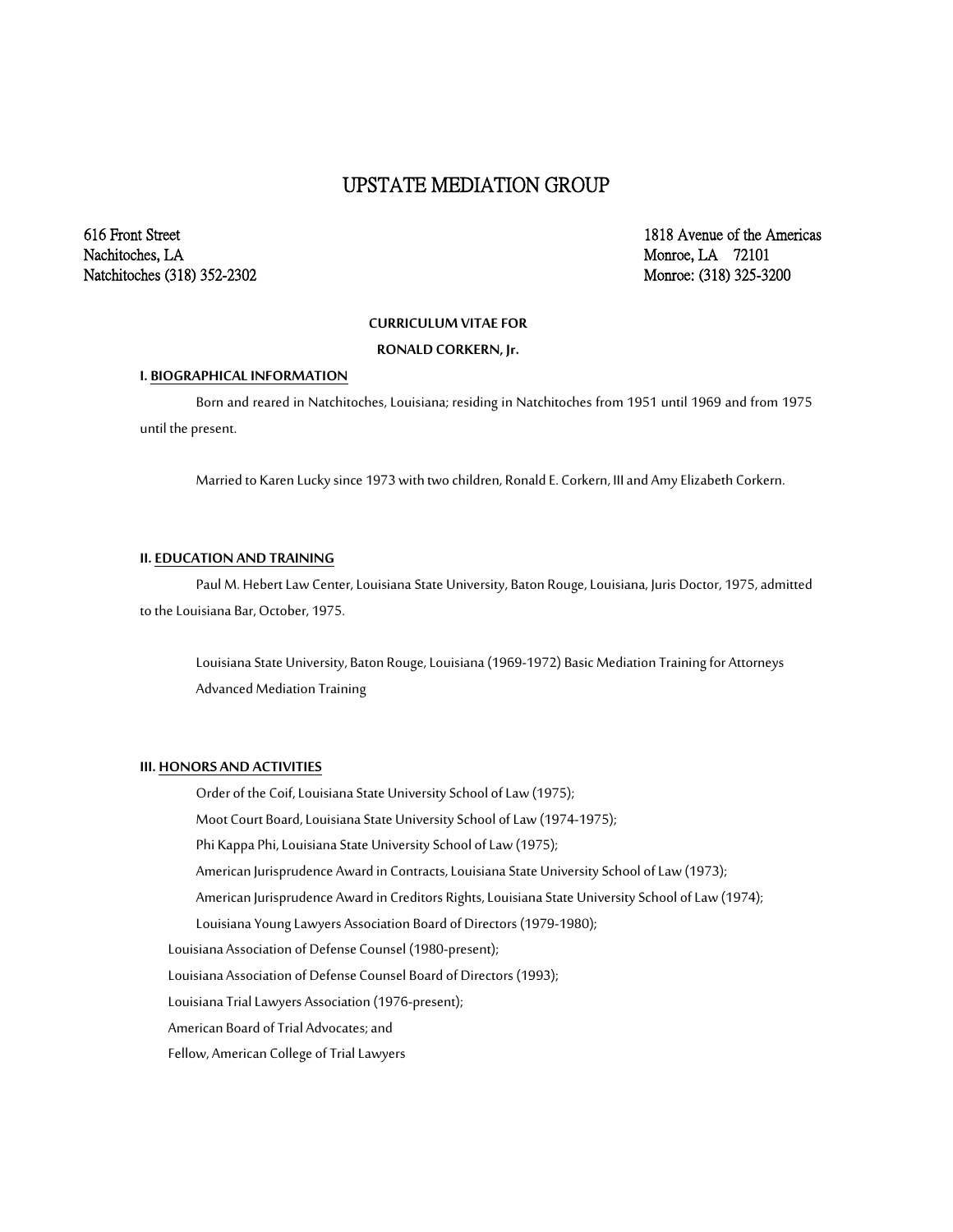# UPSTATE MEDIATION GROUP

616 Front Street
Nachitoches, LA
Natchitoches (318) 352-2302

1818 Avenue of the Americas
Monroe, LA 72101
Monroe: (318) 325-3200

**CURRICULUM VITAE FOR**

**RONALD CORKERN, Jr.**

## I. BIOGRAPHICAL INFORMATION

Born and reared in Natchitoches, Louisiana; residing in Natchitoches from 1951 until 1969 and from 1975 until the present.

Married to Karen Lucky since 1973 with two children, Ronald E. Corkern, III and Amy Elizabeth Corkern.

## II. EDUCATION AND TRAINING

Paul M. Hebert Law Center, Louisiana State University, Baton Rouge, Louisiana, Juris Doctor, 1975, admitted to the Louisiana Bar, October, 1975.

Louisiana State University, Baton Rouge, Louisiana (1969-1972) Basic Mediation Training for Attorneys
Advanced Mediation Training

## III. HONORS AND ACTIVITIES

Order of the Coif, Louisiana State University School of Law (1975);
Moot Court Board, Louisiana State University School of Law (1974-1975);
Phi Kappa Phi, Louisiana State University School of Law (1975);
American Jurisprudence Award in Contracts, Louisiana State University School of Law (1973);
American Jurisprudence Award in Creditors Rights, Louisiana State University School of Law (1974);
Louisiana Young Lawyers Association Board of Directors (1979-1980);
Louisiana Association of Defense Counsel (1980-present);
Louisiana Association of Defense Counsel Board of Directors (1993);
Louisiana Trial Lawyers Association (1976-present);
American Board of Trial Advocates; and
Fellow, American College of Trial Lawyers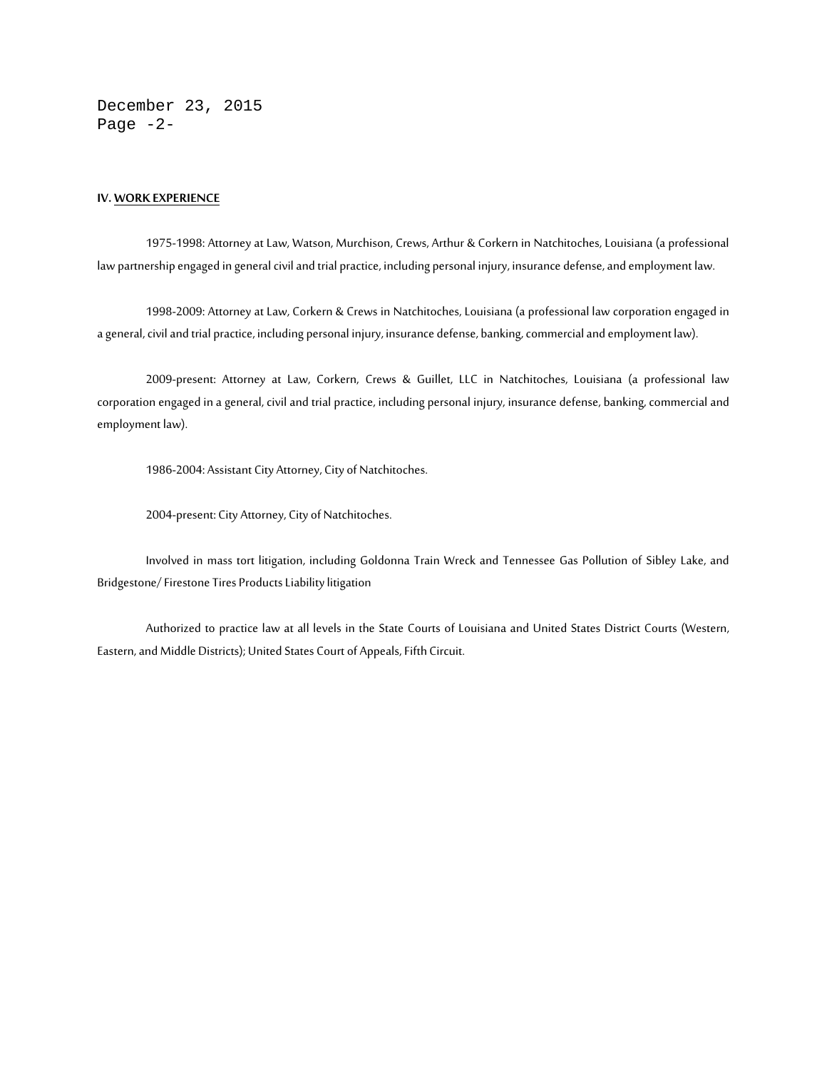**IV. WORK EXPERIENCE**

1975-1998: Attorney at Law, Watson, Murchison, Crews, Arthur & Corkern in Natchitoches, Louisiana (a professional law partnership engaged in general civil and trial practice, including personal injury, insurance defense, and employment law.

1998-2009: Attorney at Law, Corkern & Crews in Natchitoches, Louisiana (a professional law corporation engaged in a general, civil and trial practice, including personal injury, insurance defense, banking, commercial and employment law).

2009-present: Attorney at Law, Corkern, Crews & Guillet, LLC in Natchitoches, Louisiana (a professional law corporation engaged in a general, civil and trial practice, including personal injury, insurance defense, banking, commercial and employment law).

1986-2004: Assistant City Attorney, City of Natchitoches.

2004-present: City Attorney, City of Natchitoches.

Involved in mass tort litigation, including Goldonna Train Wreck and Tennessee Gas Pollution of Sibley Lake, and Bridgestone/ Firestone Tires Products Liability litigation

Authorized to practice law at all levels in the State Courts of Louisiana and United States District Courts (Western, Eastern, and Middle Districts); United States Court of Appeals, Fifth Circuit.